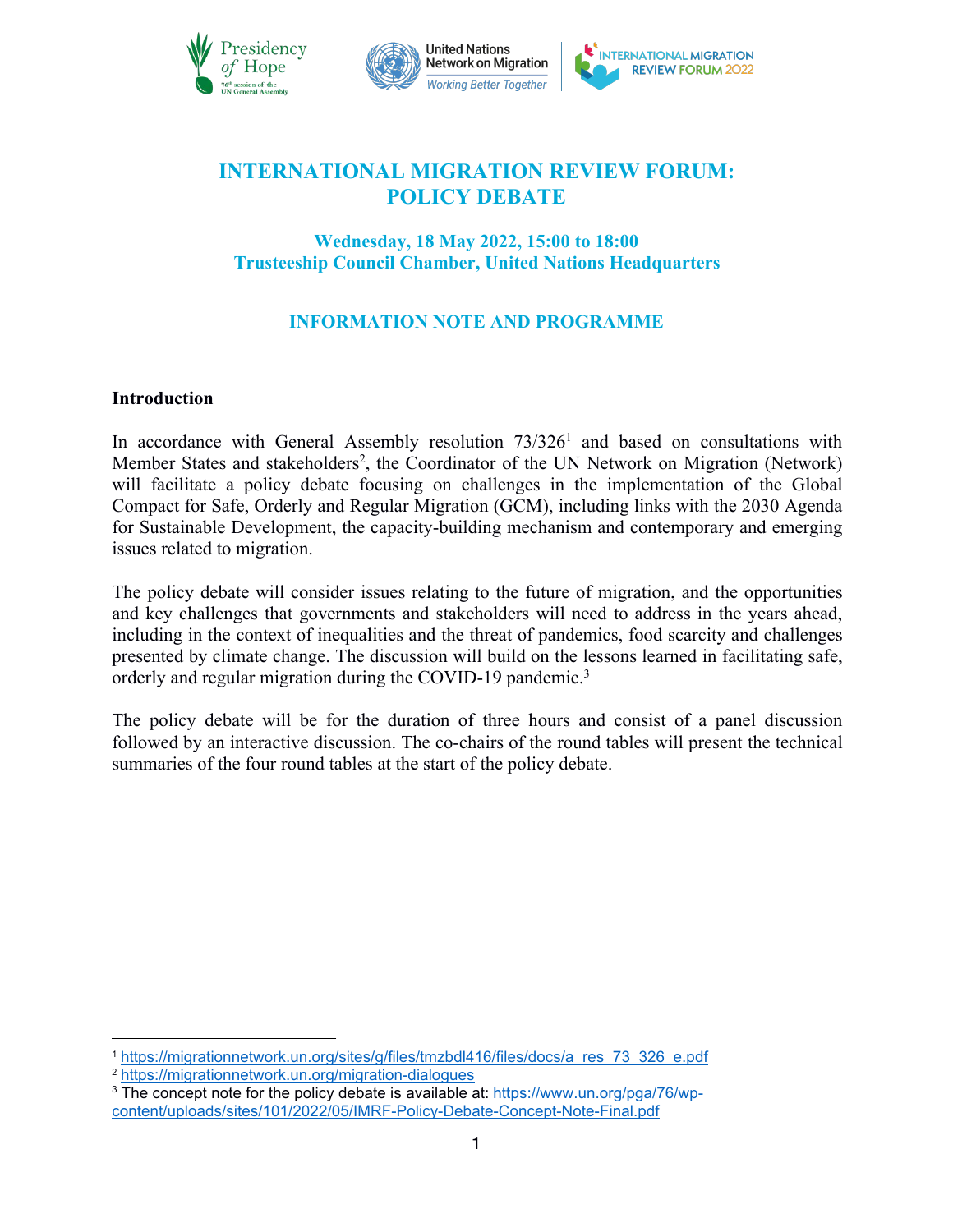# INTERNATIONAL MIGRATION REVIEW FORUM: POLICY DEBATE

### Wednesday, 18 May 2022, 15:00 to 18:00
### Trusteeship Council Chamber, United Nations Headquarters

## INFORMATION NOTE AND PROGRAMME

**Introduction**

In accordance with General Assembly resolution 73/326[1] and based on consultations with Member States and stakeholders[2], the Coordinator of the UN Network on Migration (Network) will facilitate a policy debate focusing on challenges in the implementation of the Global Compact for Safe, Orderly and Regular Migration (GCM), including links with the 2030 Agenda for Sustainable Development, the capacity-building mechanism and contemporary and emerging issues related to migration.

The policy debate will consider issues relating to the future of migration, and the opportunities and key challenges that governments and stakeholders will need to address in the years ahead, including in the context of inequalities and the threat of pandemics, food scarcity and challenges presented by climate change. The discussion will build on the lessons learned in facilitating safe, orderly and regular migration during the COVID-19 pandemic.[3]

The policy debate will be for the duration of three hours and consist of a panel discussion followed by an interactive discussion. The co-chairs of the round tables will present the technical summaries of the four round tables at the start of the policy debate.

---

[1] https://migrationnetwork.un.org/sites/g/files/tmzbdl416/files/docs/a_res_73_326_e.pdf
[2] https://migrationnetwork.un.org/migration-dialogues
[3] The concept note for the policy debate is available at: https://www.un.org/pga/76/wp-content/uploads/sites/101/2022/05/IMRF-Policy-Debate-Concept-Note-Final.pdf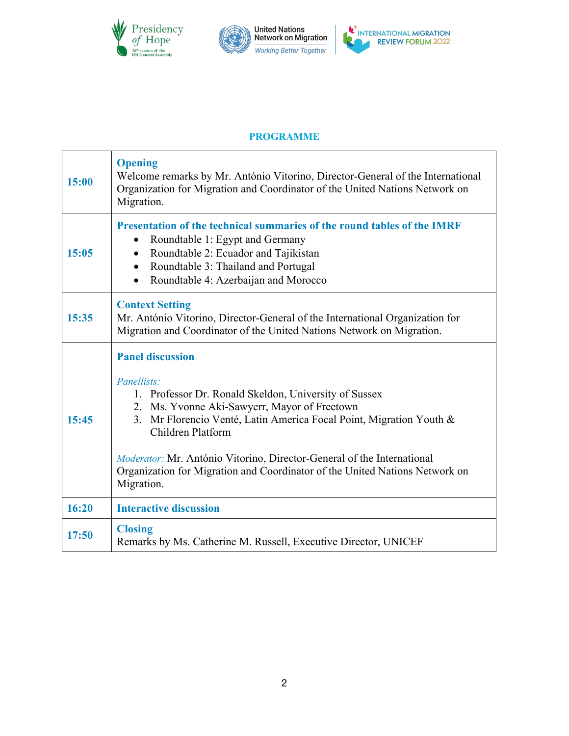## PROGRAMME

| Time | Item |
| --- | --- |
| **15:00** | **Opening**<br>Welcome remarks by Mr. António Vitorino, Director-General of the International Organization for Migration and Coordinator of the United Nations Network on Migration. |
| **15:05** | **Presentation of the technical summaries of the round tables of the IMRF**<br>• Roundtable 1: Egypt and Germany<br>• Roundtable 2: Ecuador and Tajikistan<br>• Roundtable 3: Thailand and Portugal<br>• Roundtable 4: Azerbaijan and Morocco |
| **15:35** | **Context Setting**<br>Mr. António Vitorino, Director-General of the International Organization for Migration and Coordinator of the United Nations Network on Migration. |
| **15:45** | **Panel discussion**<br><br>*Panellists:*<br>1. Professor Dr. Ronald Skeldon, University of Sussex<br>2. Ms. Yvonne Aki-Sawyerr, Mayor of Freetown<br>3. Mr Florencio Venté, Latin America Focal Point, Migration Youth & Children Platform<br><br>*Moderator:* Mr. António Vitorino, Director-General of the International Organization for Migration and Coordinator of the United Nations Network on Migration. |
| **16:20** | **Interactive discussion** |
| **17:50** | **Closing**<br>Remarks by Ms. Catherine M. Russell, Executive Director, UNICEF |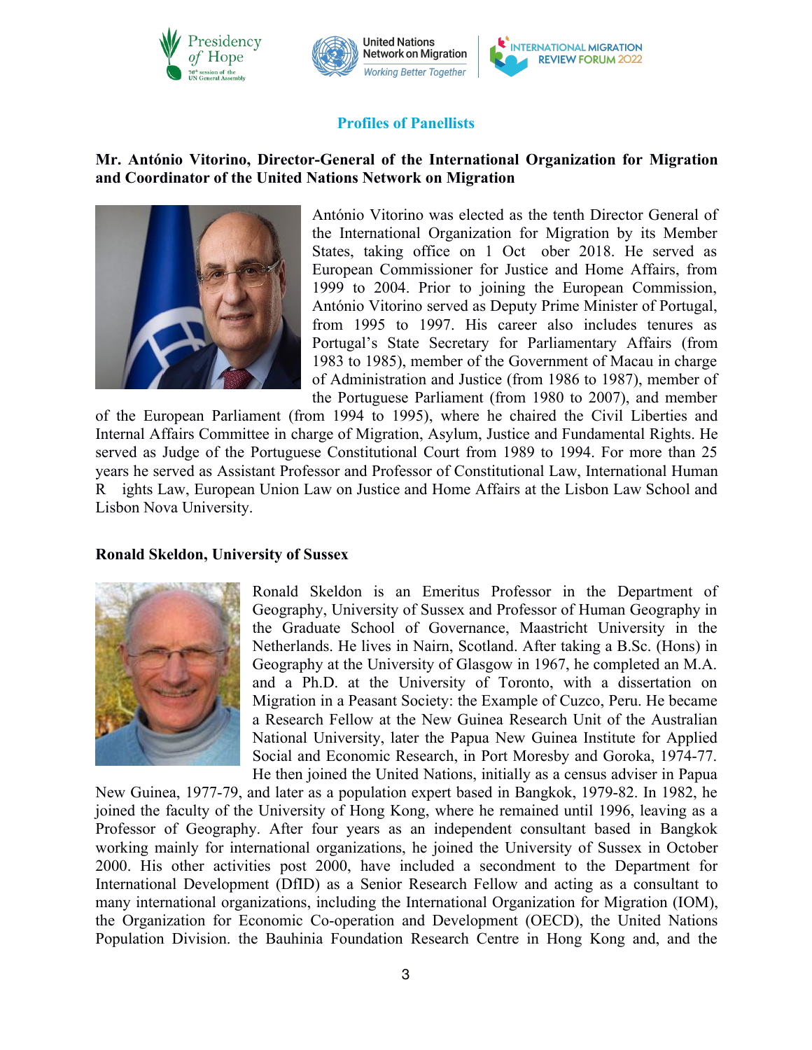## Profiles of Panellists

**Mr. António Vitorino, Director-General of the International Organization for Migration and Coordinator of the United Nations Network on Migration**

António Vitorino was elected as the tenth Director General of the International Organization for Migration by its Member States, taking office on 1 October 2018. He served as European Commissioner for Justice and Home Affairs, from 1999 to 2004. Prior to joining the European Commission, António Vitorino served as Deputy Prime Minister of Portugal, from 1995 to 1997. His career also includes tenures as Portugal's State Secretary for Parliamentary Affairs (from 1983 to 1985), member of the Government of Macau in charge of Administration and Justice (from 1986 to 1987), member of the Portuguese Parliament (from 1980 to 2007), and member of the European Parliament (from 1994 to 1995), where he chaired the Civil Liberties and Internal Affairs Committee in charge of Migration, Asylum, Justice and Fundamental Rights. He served as Judge of the Portuguese Constitutional Court from 1989 to 1994. For more than 25 years he served as Assistant Professor and Professor of Constitutional Law, International Human Rights Law, European Union Law on Justice and Home Affairs at the Lisbon Law School and Lisbon Nova University.

**Ronald Skeldon, University of Sussex**

Ronald Skeldon is an Emeritus Professor in the Department of Geography, University of Sussex and Professor of Human Geography in the Graduate School of Governance, Maastricht University in the Netherlands. He lives in Nairn, Scotland. After taking a B.Sc. (Hons) in Geography at the University of Glasgow in 1967, he completed an M.A. and a Ph.D. at the University of Toronto, with a dissertation on Migration in a Peasant Society: the Example of Cuzco, Peru. He became a Research Fellow at the New Guinea Research Unit of the Australian National University, later the Papua New Guinea Institute for Applied Social and Economic Research, in Port Moresby and Goroka, 1974-77. He then joined the United Nations, initially as a census adviser in Papua New Guinea, 1977-79, and later as a population expert based in Bangkok, 1979-82. In 1982, he joined the faculty of the University of Hong Kong, where he remained until 1996, leaving as a Professor of Geography. After four years as an independent consultant based in Bangkok working mainly for international organizations, he joined the University of Sussex in October 2000. His other activities post 2000, have included a secondment to the Department for International Development (DfID) as a Senior Research Fellow and acting as a consultant to many international organizations, including the International Organization for Migration (IOM), the Organization for Economic Co-operation and Development (OECD), the United Nations Population Division. the Bauhinia Foundation Research Centre in Hong Kong and, and the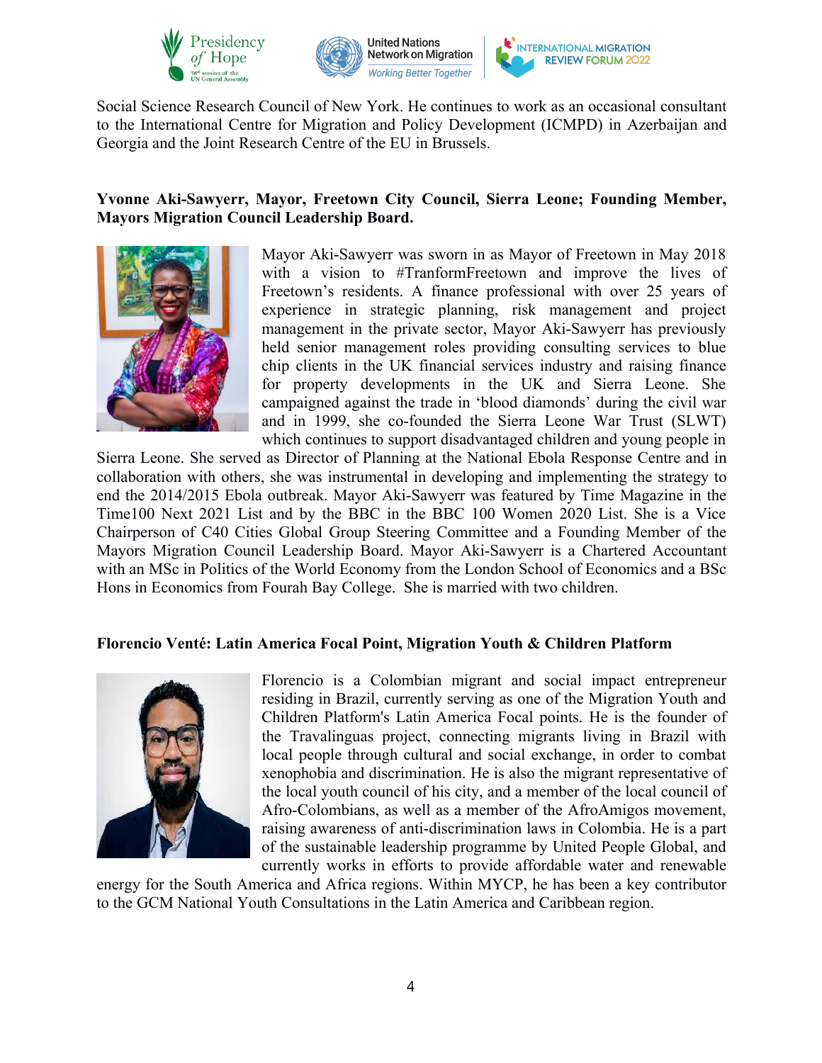Social Science Research Council of New York. He continues to work as an occasional consultant to the International Centre for Migration and Policy Development (ICMPD) in Azerbaijan and Georgia and the Joint Research Centre of the EU in Brussels.

**Yvonne Aki-Sawyerr, Mayor, Freetown City Council, Sierra Leone; Founding Member, Mayors Migration Council Leadership Board.**

Mayor Aki-Sawyerr was sworn in as Mayor of Freetown in May 2018 with a vision to #TranformFreetown and improve the lives of Freetown's residents. A finance professional with over 25 years of experience in strategic planning, risk management and project management in the private sector, Mayor Aki-Sawyerr has previously held senior management roles providing consulting services to blue chip clients in the UK financial services industry and raising finance for property developments in the UK and Sierra Leone. She campaigned against the trade in 'blood diamonds' during the civil war and in 1999, she co-founded the Sierra Leone War Trust (SLWT) which continues to support disadvantaged children and young people in Sierra Leone. She served as Director of Planning at the National Ebola Response Centre and in collaboration with others, she was instrumental in developing and implementing the strategy to end the 2014/2015 Ebola outbreak. Mayor Aki-Sawyerr was featured by Time Magazine in the Time100 Next 2021 List and by the BBC in the BBC 100 Women 2020 List. She is a Vice Chairperson of C40 Cities Global Group Steering Committee and a Founding Member of the Mayors Migration Council Leadership Board. Mayor Aki-Sawyerr is a Chartered Accountant with an MSc in Politics of the World Economy from the London School of Economics and a BSc Hons in Economics from Fourah Bay College. She is married with two children.

**Florencio Venté: Latin America Focal Point, Migration Youth & Children Platform**

Florencio is a Colombian migrant and social impact entrepreneur residing in Brazil, currently serving as one of the Migration Youth and Children Platform's Latin America Focal points. He is the founder of the Travalinguas project, connecting migrants living in Brazil with local people through cultural and social exchange, in order to combat xenophobia and discrimination. He is also the migrant representative of the local youth council of his city, and a member of the local council of Afro-Colombians, as well as a member of the AfroAmigos movement, raising awareness of anti-discrimination laws in Colombia. He is a part of the sustainable leadership programme by United People Global, and currently works in efforts to provide affordable water and renewable energy for the South America and Africa regions. Within MYCP, he has been a key contributor to the GCM National Youth Consultations in the Latin America and Caribbean region.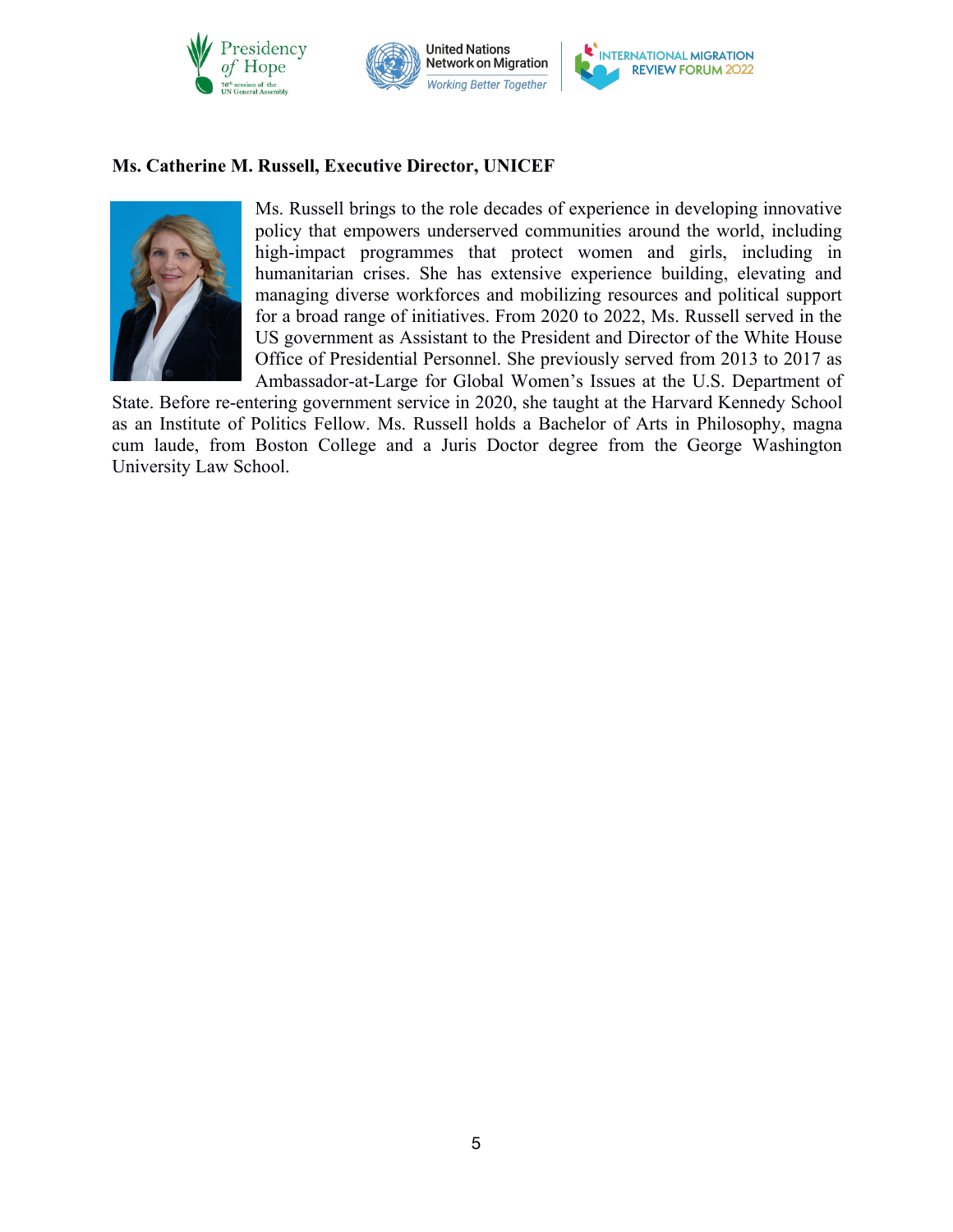**Ms. Catherine M. Russell, Executive Director, UNICEF**

Ms. Russell brings to the role decades of experience in developing innovative policy that empowers underserved communities around the world, including high-impact programmes that protect women and girls, including in humanitarian crises. She has extensive experience building, elevating and managing diverse workforces and mobilizing resources and political support for a broad range of initiatives. From 2020 to 2022, Ms. Russell served in the US government as Assistant to the President and Director of the White House Office of Presidential Personnel. She previously served from 2013 to 2017 as Ambassador-at-Large for Global Women's Issues at the U.S. Department of State. Before re-entering government service in 2020, she taught at the Harvard Kennedy School as an Institute of Politics Fellow. Ms. Russell holds a Bachelor of Arts in Philosophy, magna cum laude, from Boston College and a Juris Doctor degree from the George Washington University Law School.